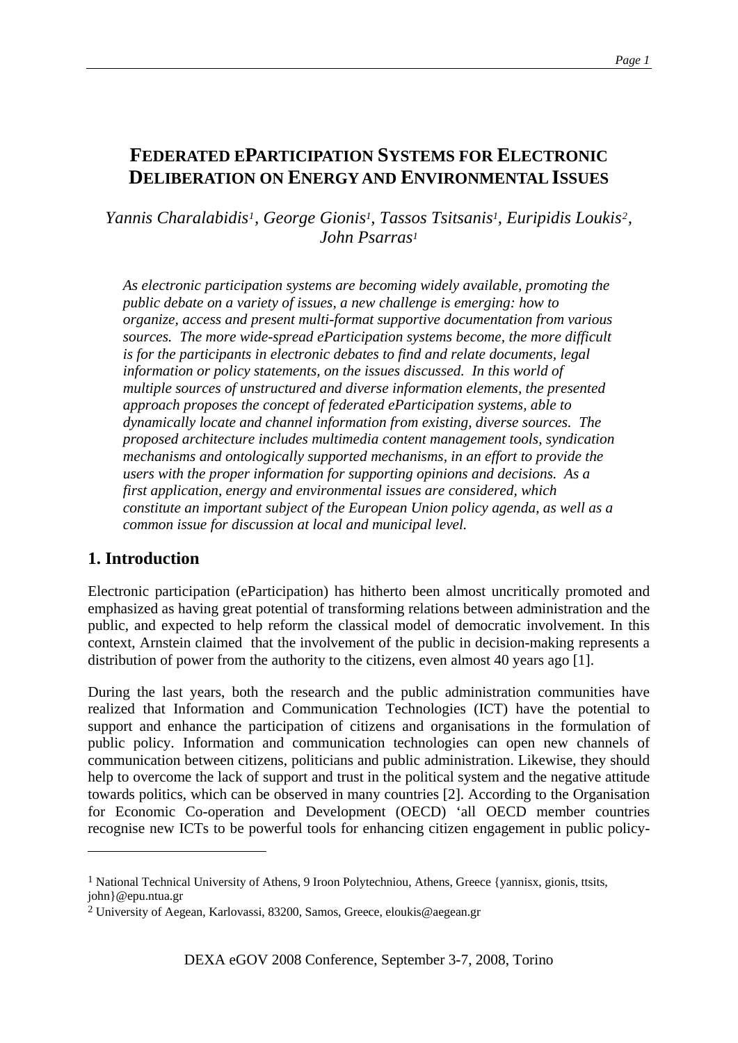# FEDERATED EPARTICIPATION SYSTEMS FOR ELECTRONIC DELIBERATION ON ENERGY AND ENVIRONMENTAL ISSUES

*Yannis Charalabidis[1], George Gionis[1], Tassos Tsitsanis[1], Euripidis Loukis[2], John Psarras[1]*

*As electronic participation systems are becoming widely available, promoting the public debate on a variety of issues, a new challenge is emerging: how to organize, access and present multi-format supportive documentation from various sources. The more wide-spread eParticipation systems become, the more difficult is for the participants in electronic debates to find and relate documents, legal information or policy statements, on the issues discussed. In this world of multiple sources of unstructured and diverse information elements, the presented approach proposes the concept of federated eParticipation systems, able to dynamically locate and channel information from existing, diverse sources. The proposed architecture includes multimedia content management tools, syndication mechanisms and ontologically supported mechanisms, in an effort to provide the users with the proper information for supporting opinions and decisions. As a first application, energy and environmental issues are considered, which constitute an important subject of the European Union policy agenda, as well as a common issue for discussion at local and municipal level.*

## 1. Introduction

Electronic participation (eParticipation) has hitherto been almost uncritically promoted and emphasized as having great potential of transforming relations between administration and the public, and expected to help reform the classical model of democratic involvement. In this context, Arnstein claimed that the involvement of the public in decision-making represents a distribution of power from the authority to the citizens, even almost 40 years ago [1].

During the last years, both the research and the public administration communities have realized that Information and Communication Technologies (ICT) have the potential to support and enhance the participation of citizens and organisations in the formulation of public policy. Information and communication technologies can open new channels of communication between citizens, politicians and public administration. Likewise, they should help to overcome the lack of support and trust in the political system and the negative attitude towards politics, which can be observed in many countries [2]. According to the Organisation for Economic Co-operation and Development (OECD) 'all OECD member countries recognise new ICTs to be powerful tools for enhancing citizen engagement in public policy-

---

[1] National Technical University of Athens, 9 Iroon Polytechniou, Athens, Greece {yannisx, gionis, ttsits, john}@epu.ntua.gr

[2] University of Aegean, Karlovassi, 83200, Samos, Greece, eloukis@aegean.gr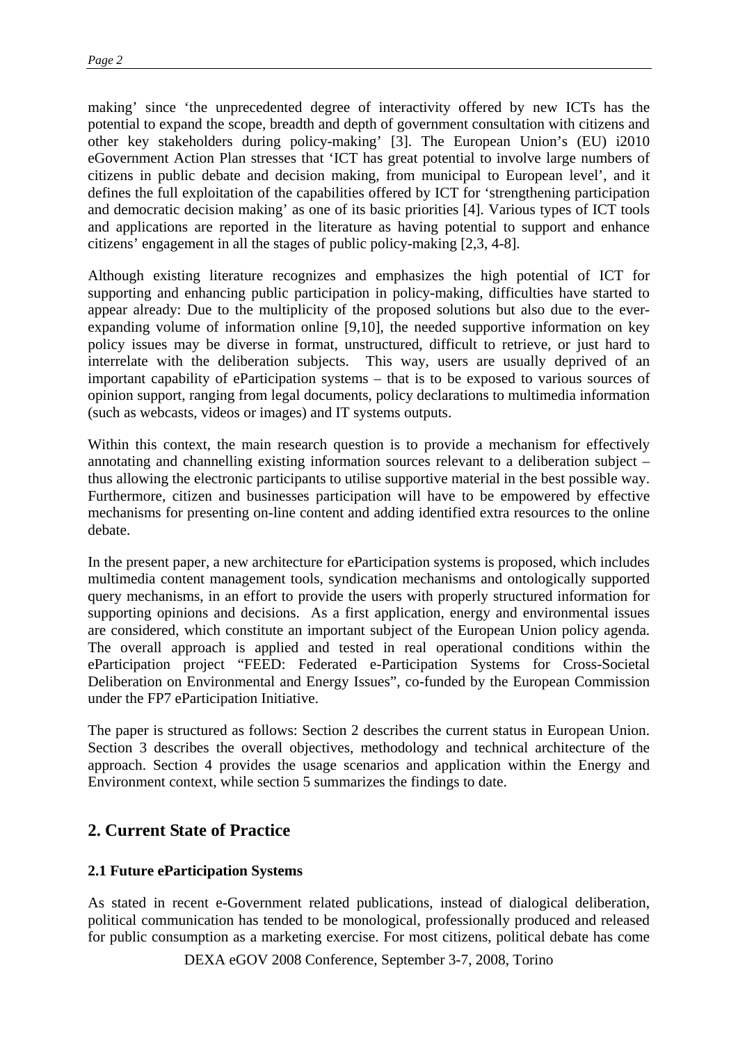making' since 'the unprecedented degree of interactivity offered by new ICTs has the potential to expand the scope, breadth and depth of government consultation with citizens and other key stakeholders during policy-making' [3]. The European Union's (EU) i2010 eGovernment Action Plan stresses that 'ICT has great potential to involve large numbers of citizens in public debate and decision making, from municipal to European level', and it defines the full exploitation of the capabilities offered by ICT for 'strengthening participation and democratic decision making' as one of its basic priorities [4]. Various types of ICT tools and applications are reported in the literature as having potential to support and enhance citizens' engagement in all the stages of public policy-making [2,3, 4-8].

Although existing literature recognizes and emphasizes the high potential of ICT for supporting and enhancing public participation in policy-making, difficulties have started to appear already: Due to the multiplicity of the proposed solutions but also due to the ever-expanding volume of information online [9,10], the needed supportive information on key policy issues may be diverse in format, unstructured, difficult to retrieve, or just hard to interrelate with the deliberation subjects. This way, users are usually deprived of an important capability of eParticipation systems – that is to be exposed to various sources of opinion support, ranging from legal documents, policy declarations to multimedia information (such as webcasts, videos or images) and IT systems outputs.

Within this context, the main research question is to provide a mechanism for effectively annotating and channelling existing information sources relevant to a deliberation subject – thus allowing the electronic participants to utilise supportive material in the best possible way. Furthermore, citizen and businesses participation will have to be empowered by effective mechanisms for presenting on-line content and adding identified extra resources to the online debate.

In the present paper, a new architecture for eParticipation systems is proposed, which includes multimedia content management tools, syndication mechanisms and ontologically supported query mechanisms, in an effort to provide the users with properly structured information for supporting opinions and decisions. As a first application, energy and environmental issues are considered, which constitute an important subject of the European Union policy agenda. The overall approach is applied and tested in real operational conditions within the eParticipation project "FEED: Federated e-Participation Systems for Cross-Societal Deliberation on Environmental and Energy Issues", co-funded by the European Commission under the FP7 eParticipation Initiative.

The paper is structured as follows: Section 2 describes the current status in European Union. Section 3 describes the overall objectives, methodology and technical architecture of the approach. Section 4 provides the usage scenarios and application within the Energy and Environment context, while section 5 summarizes the findings to date.

## 2. Current State of Practice

### 2.1 Future eParticipation Systems

As stated in recent e-Government related publications, instead of dialogical deliberation, political communication has tended to be monological, professionally produced and released for public consumption as a marketing exercise. For most citizens, political debate has come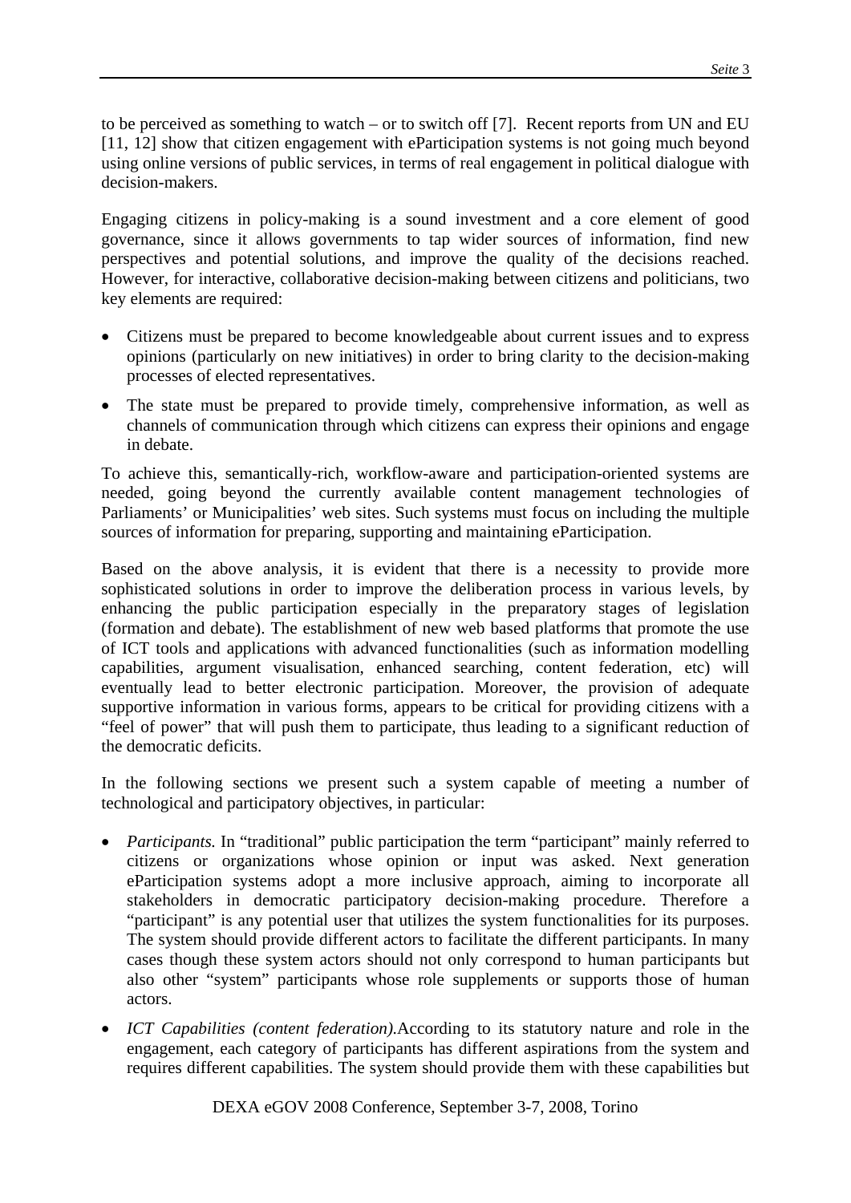to be perceived as something to watch – or to switch off [7]. Recent reports from UN and EU [11, 12] show that citizen engagement with eParticipation systems is not going much beyond using online versions of public services, in terms of real engagement in political dialogue with decision-makers.

Engaging citizens in policy-making is a sound investment and a core element of good governance, since it allows governments to tap wider sources of information, find new perspectives and potential solutions, and improve the quality of the decisions reached. However, for interactive, collaborative decision-making between citizens and politicians, two key elements are required:

- Citizens must be prepared to become knowledgeable about current issues and to express opinions (particularly on new initiatives) in order to bring clarity to the decision-making processes of elected representatives.
- The state must be prepared to provide timely, comprehensive information, as well as channels of communication through which citizens can express their opinions and engage in debate.

To achieve this, semantically-rich, workflow-aware and participation-oriented systems are needed, going beyond the currently available content management technologies of Parliaments' or Municipalities' web sites. Such systems must focus on including the multiple sources of information for preparing, supporting and maintaining eParticipation.

Based on the above analysis, it is evident that there is a necessity to provide more sophisticated solutions in order to improve the deliberation process in various levels, by enhancing the public participation especially in the preparatory stages of legislation (formation and debate). The establishment of new web based platforms that promote the use of ICT tools and applications with advanced functionalities (such as information modelling capabilities, argument visualisation, enhanced searching, content federation, etc) will eventually lead to better electronic participation. Moreover, the provision of adequate supportive information in various forms, appears to be critical for providing citizens with a "feel of power" that will push them to participate, thus leading to a significant reduction of the democratic deficits.

In the following sections we present such a system capable of meeting a number of technological and participatory objectives, in particular:

- *Participants.* In "traditional" public participation the term "participant" mainly referred to citizens or organizations whose opinion or input was asked. Next generation eParticipation systems adopt a more inclusive approach, aiming to incorporate all stakeholders in democratic participatory decision-making procedure. Therefore a "participant" is any potential user that utilizes the system functionalities for its purposes. The system should provide different actors to facilitate the different participants. In many cases though these system actors should not only correspond to human participants but also other "system" participants whose role supplements or supports those of human actors.
- *ICT Capabilities (content federation).* According to its statutory nature and role in the engagement, each category of participants has different aspirations from the system and requires different capabilities. The system should provide them with these capabilities but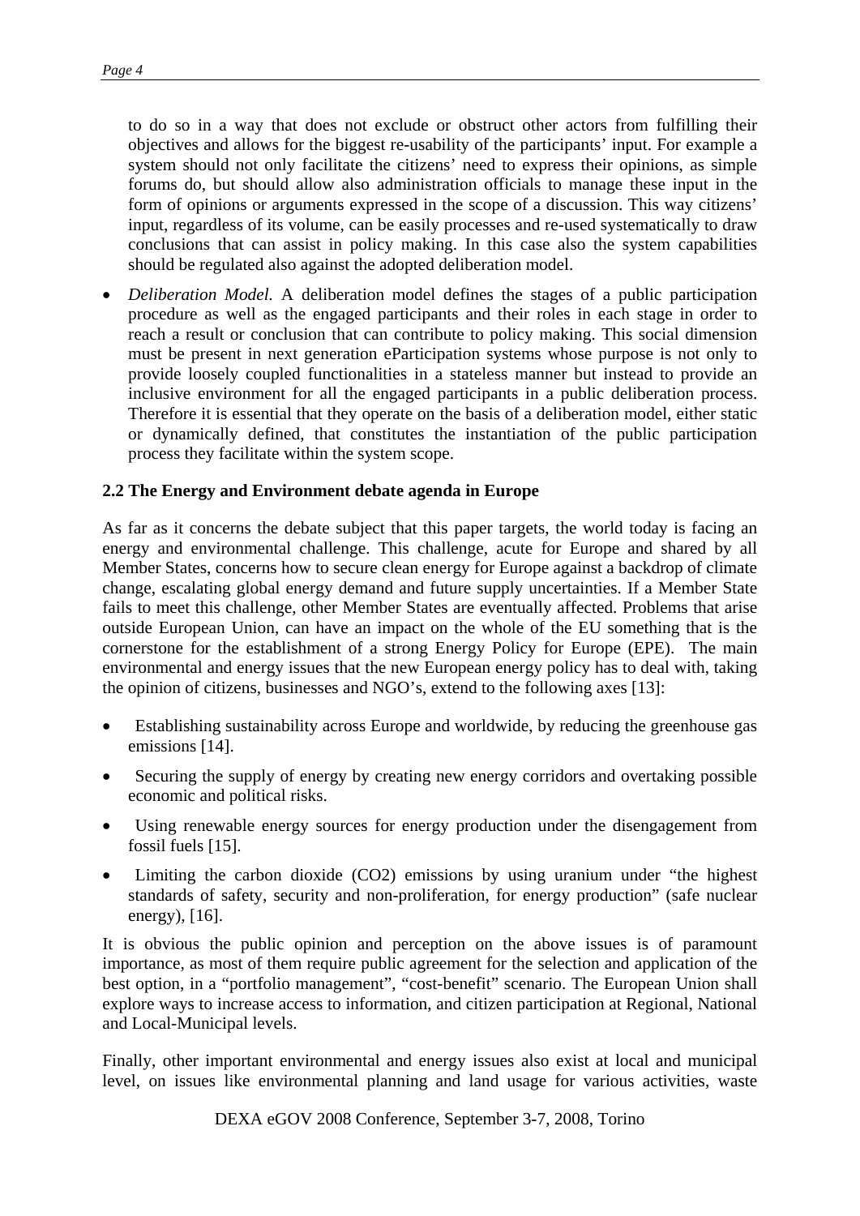to do so in a way that does not exclude or obstruct other actors from fulfilling their objectives and allows for the biggest re-usability of the participants' input. For example a system should not only facilitate the citizens' need to express their opinions, as simple forums do, but should allow also administration officials to manage these input in the form of opinions or arguments expressed in the scope of a discussion. This way citizens' input, regardless of its volume, can be easily processes and re-used systematically to draw conclusions that can assist in policy making. In this case also the system capabilities should be regulated also against the adopted deliberation model.

- *Deliberation Model.* A deliberation model defines the stages of a public participation procedure as well as the engaged participants and their roles in each stage in order to reach a result or conclusion that can contribute to policy making. This social dimension must be present in next generation eParticipation systems whose purpose is not only to provide loosely coupled functionalities in a stateless manner but instead to provide an inclusive environment for all the engaged participants in a public deliberation process. Therefore it is essential that they operate on the basis of a deliberation model, either static or dynamically defined, that constitutes the instantiation of the public participation process they facilitate within the system scope.

**2.2 The Energy and Environment debate agenda in Europe**

As far as it concerns the debate subject that this paper targets, the world today is facing an energy and environmental challenge. This challenge, acute for Europe and shared by all Member States, concerns how to secure clean energy for Europe against a backdrop of climate change, escalating global energy demand and future supply uncertainties. If a Member State fails to meet this challenge, other Member States are eventually affected. Problems that arise outside European Union, can have an impact on the whole of the EU something that is the cornerstone for the establishment of a strong Energy Policy for Europe (EPE). The main environmental and energy issues that the new European energy policy has to deal with, taking the opinion of citizens, businesses and NGO's, extend to the following axes [13]:

- Establishing sustainability across Europe and worldwide, by reducing the greenhouse gas emissions [14].
- Securing the supply of energy by creating new energy corridors and overtaking possible economic and political risks.
- Using renewable energy sources for energy production under the disengagement from fossil fuels [15].
- Limiting the carbon dioxide ($CO_2$) emissions by using uranium under "the highest standards of safety, security and non-proliferation, for energy production" (safe nuclear energy), [16].

It is obvious the public opinion and perception on the above issues is of paramount importance, as most of them require public agreement for the selection and application of the best option, in a "portfolio management", "cost-benefit" scenario. The European Union shall explore ways to increase access to information, and citizen participation at Regional, National and Local-Municipal levels.

Finally, other important environmental and energy issues also exist at local and municipal level, on issues like environmental planning and land usage for various activities, waste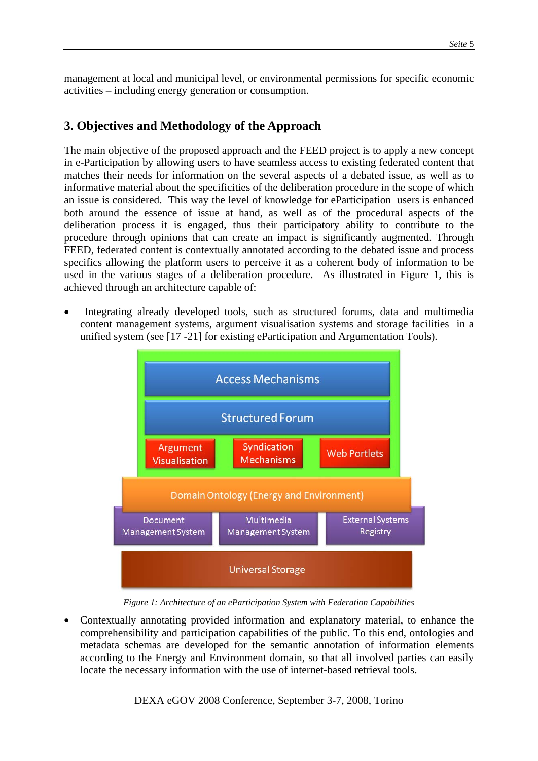management at local and municipal level, or environmental permissions for specific economic activities – including energy generation or consumption.

## 3. Objectives and Methodology of the Approach

The main objective of the proposed approach and the FEED project is to apply a new concept in e-Participation by allowing users to have seamless access to existing federated content that matches their needs for information on the several aspects of a debated issue, as well as to informative material about the specificities of the deliberation procedure in the scope of which an issue is considered. This way the level of knowledge for eParticipation users is enhanced both around the essence of issue at hand, as well as of the procedural aspects of the deliberation process it is engaged, thus their participatory ability to contribute to the procedure through opinions that can create an impact is significantly augmented. Through FEED, federated content is contextually annotated according to the debated issue and process specifics allowing the platform users to perceive it as a coherent body of information to be used in the various stages of a deliberation procedure. As illustrated in Figure 1, this is achieved through an architecture capable of:

- Integrating already developed tools, such as structured forums, data and multimedia content management systems, argument visualisation systems and storage facilities in a unified system (see [17 -21] for existing eParticipation and Argumentation Tools).

*Figure 1: Architecture of an eParticipation System with Federation Capabilities*

- Contextually annotating provided information and explanatory material, to enhance the comprehensibility and participation capabilities of the public. To this end, ontologies and metadata schemas are developed for the semantic annotation of information elements according to the Energy and Environment domain, so that all involved parties can easily locate the necessary information with the use of internet-based retrieval tools.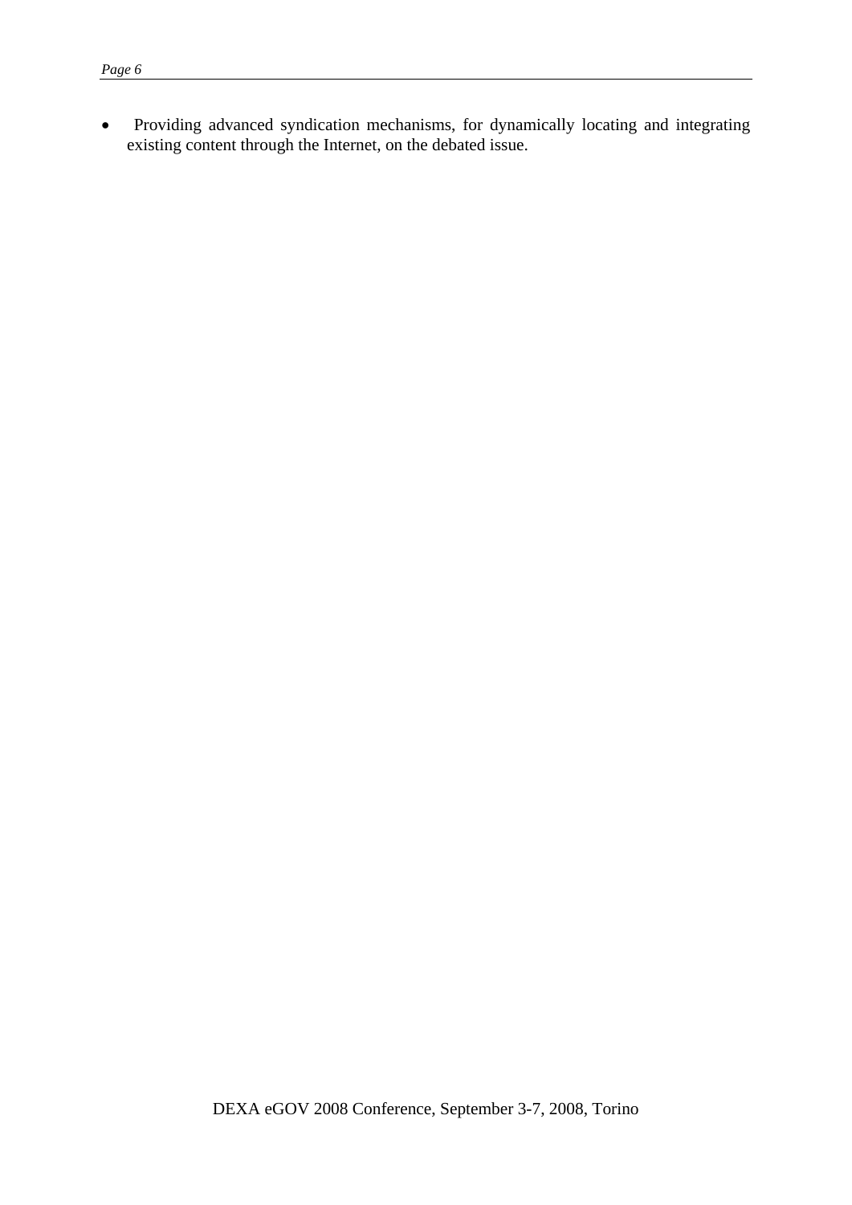- Providing advanced syndication mechanisms, for dynamically locating and integrating existing content through the Internet, on the debated issue.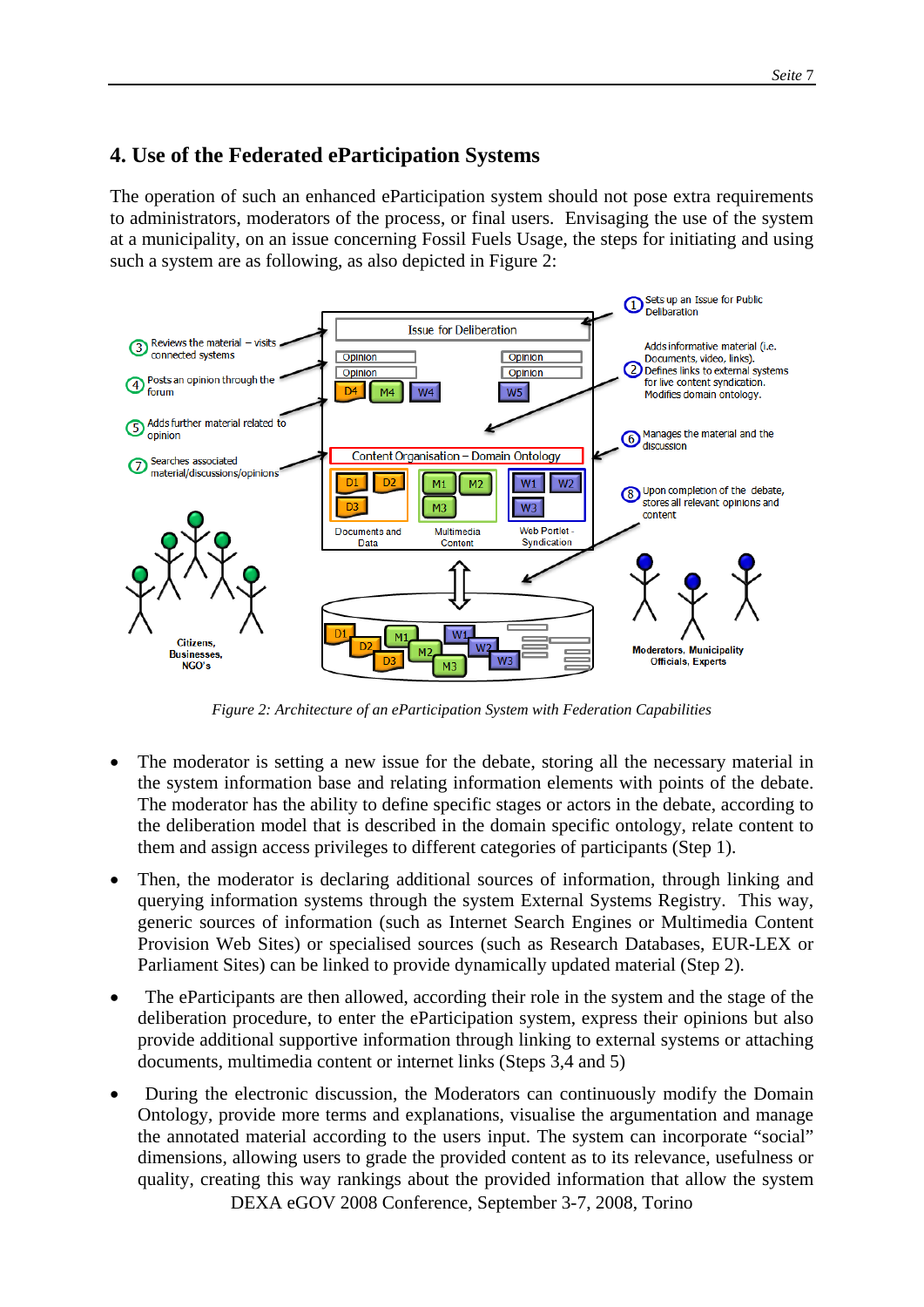## 4. Use of the Federated eParticipation Systems

The operation of such an enhanced eParticipation system should not pose extra requirements to administrators, moderators of the process, or final users. Envisaging the use of the system at a municipality, on an issue concerning Fossil Fuels Usage, the steps for initiating and using such a system are as following, as also depicted in Figure 2:

*Figure 2: Architecture of an eParticipation System with Federation Capabilities*

- The moderator is setting a new issue for the debate, storing all the necessary material in the system information base and relating information elements with points of the debate. The moderator has the ability to define specific stages or actors in the debate, according to the deliberation model that is described in the domain specific ontology, relate content to them and assign access privileges to different categories of participants (Step 1).
- Then, the moderator is declaring additional sources of information, through linking and querying information systems through the system External Systems Registry. This way, generic sources of information (such as Internet Search Engines or Multimedia Content Provision Web Sites) or specialised sources (such as Research Databases, EUR-LEX or Parliament Sites) can be linked to provide dynamically updated material (Step 2).
- The eParticipants are then allowed, according their role in the system and the stage of the deliberation procedure, to enter the eParticipation system, express their opinions but also provide additional supportive information through linking to external systems or attaching documents, multimedia content or internet links (Steps 3,4 and 5)
- During the electronic discussion, the Moderators can continuously modify the Domain Ontology, provide more terms and explanations, visualise the argumentation and manage the annotated material according to the users input. The system can incorporate "social" dimensions, allowing users to grade the provided content as to its relevance, usefulness or quality, creating this way rankings about the provided information that allow the system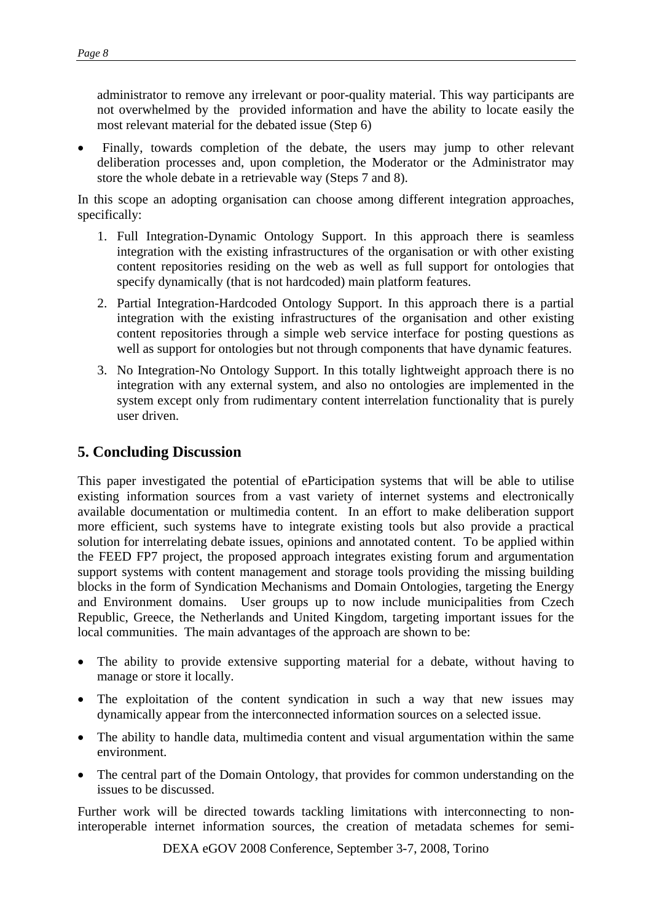administrator to remove any irrelevant or poor-quality material. This way participants are not overwhelmed by the provided information and have the ability to locate easily the most relevant material for the debated issue (Step 6)

- Finally, towards completion of the debate, the users may jump to other relevant deliberation processes and, upon completion, the Moderator or the Administrator may store the whole debate in a retrievable way (Steps 7 and 8).

In this scope an adopting organisation can choose among different integration approaches, specifically:

1. Full Integration-Dynamic Ontology Support. In this approach there is seamless integration with the existing infrastructures of the organisation or with other existing content repositories residing on the web as well as full support for ontologies that specify dynamically (that is not hardcoded) main platform features.
2. Partial Integration-Hardcoded Ontology Support. In this approach there is a partial integration with the existing infrastructures of the organisation and other existing content repositories through a simple web service interface for posting questions as well as support for ontologies but not through components that have dynamic features.
3. No Integration-No Ontology Support. In this totally lightweight approach there is no integration with any external system, and also no ontologies are implemented in the system except only from rudimentary content interrelation functionality that is purely user driven.

## 5. Concluding Discussion

This paper investigated the potential of eParticipation systems that will be able to utilise existing information sources from a vast variety of internet systems and electronically available documentation or multimedia content. In an effort to make deliberation support more efficient, such systems have to integrate existing tools but also provide a practical solution for interrelating debate issues, opinions and annotated content. To be applied within the FEED FP7 project, the proposed approach integrates existing forum and argumentation support systems with content management and storage tools providing the missing building blocks in the form of Syndication Mechanisms and Domain Ontologies, targeting the Energy and Environment domains. User groups up to now include municipalities from Czech Republic, Greece, the Netherlands and United Kingdom, targeting important issues for the local communities. The main advantages of the approach are shown to be:

- The ability to provide extensive supporting material for a debate, without having to manage or store it locally.
- The exploitation of the content syndication in such a way that new issues may dynamically appear from the interconnected information sources on a selected issue.
- The ability to handle data, multimedia content and visual argumentation within the same environment.
- The central part of the Domain Ontology, that provides for common understanding on the issues to be discussed.

Further work will be directed towards tackling limitations with interconnecting to non-interoperable internet information sources, the creation of metadata schemes for semi-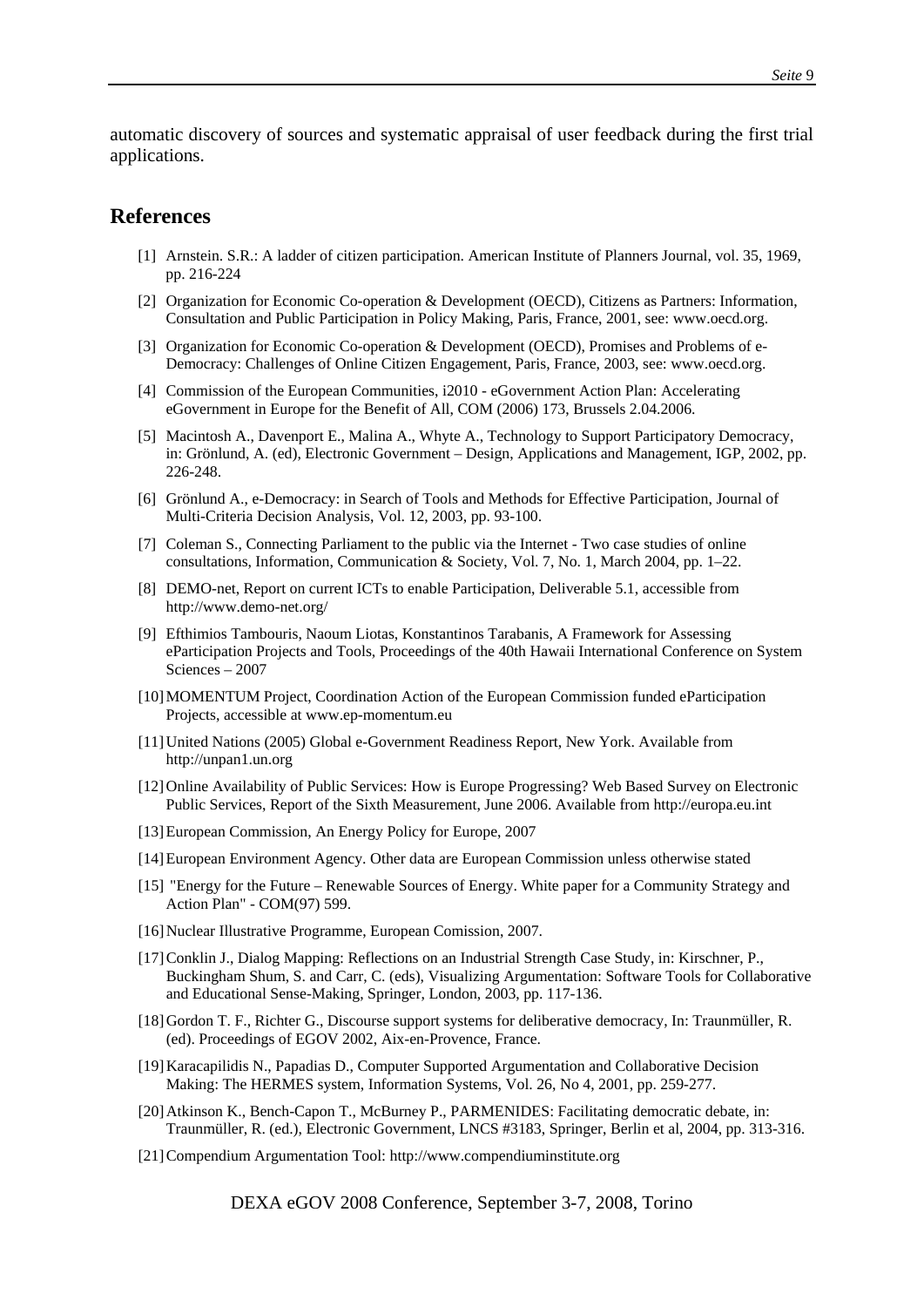automatic discovery of sources and systematic appraisal of user feedback during the first trial applications.

## References

[1] Arnstein. S.R.: A ladder of citizen participation. American Institute of Planners Journal, vol. 35, 1969, pp. 216-224

[2] Organization for Economic Co-operation & Development (OECD), Citizens as Partners: Information, Consultation and Public Participation in Policy Making, Paris, France, 2001, see: www.oecd.org.

[3] Organization for Economic Co-operation & Development (OECD), Promises and Problems of e-Democracy: Challenges of Online Citizen Engagement, Paris, France, 2003, see: www.oecd.org.

[4] Commission of the European Communities, i2010 - eGovernment Action Plan: Accelerating eGovernment in Europe for the Benefit of All, COM (2006) 173, Brussels 2.04.2006.

[5] Macintosh A., Davenport E., Malina A., Whyte A., Technology to Support Participatory Democracy, in: Grönlund, A. (ed), Electronic Government – Design, Applications and Management, IGP, 2002, pp. 226-248.

[6] Grönlund A., e-Democracy: in Search of Tools and Methods for Effective Participation, Journal of Multi-Criteria Decision Analysis, Vol. 12, 2003, pp. 93-100.

[7] Coleman S., Connecting Parliament to the public via the Internet - Two case studies of online consultations, Information, Communication & Society, Vol. 7, No. 1, March 2004, pp. 1–22.

[8] DEMO-net, Report on current ICTs to enable Participation, Deliverable 5.1, accessible from http://www.demo-net.org/

[9] Efthimios Tambouris, Naoum Liotas, Konstantinos Tarabanis, A Framework for Assessing eParticipation Projects and Tools, Proceedings of the 40th Hawaii International Conference on System Sciences – 2007

[10] MOMENTUM Project, Coordination Action of the European Commission funded eParticipation Projects, accessible at www.ep-momentum.eu

[11] United Nations (2005) Global e-Government Readiness Report, New York. Available from http://unpan1.un.org

[12] Online Availability of Public Services: How is Europe Progressing? Web Based Survey on Electronic Public Services, Report of the Sixth Measurement, June 2006. Available from http://europa.eu.int

[13] European Commission, An Energy Policy for Europe, 2007

[14] European Environment Agency. Other data are European Commission unless otherwise stated

[15] "Energy for the Future – Renewable Sources of Energy. White paper for a Community Strategy and Action Plan" - COM(97) 599.

[16] Nuclear Illustrative Programme, European Comission, 2007.

[17] Conklin J., Dialog Mapping: Reflections on an Industrial Strength Case Study, in: Kirschner, P., Buckingham Shum, S. and Carr, C. (eds), Visualizing Argumentation: Software Tools for Collaborative and Educational Sense-Making, Springer, London, 2003, pp. 117-136.

[18] Gordon T. F., Richter G., Discourse support systems for deliberative democracy, In: Traunmüller, R. (ed). Proceedings of EGOV 2002, Aix-en-Provence, France.

[19] Karacapilidis N., Papadias D., Computer Supported Argumentation and Collaborative Decision Making: The HERMES system, Information Systems, Vol. 26, No 4, 2001, pp. 259-277.

[20] Atkinson K., Bench-Capon T., McBurney P., PARMENIDES: Facilitating democratic debate, in: Traunmüller, R. (ed.), Electronic Government, LNCS #3183, Springer, Berlin et al, 2004, pp. 313-316.

[21] Compendium Argumentation Tool: http://www.compendiuminstitute.org